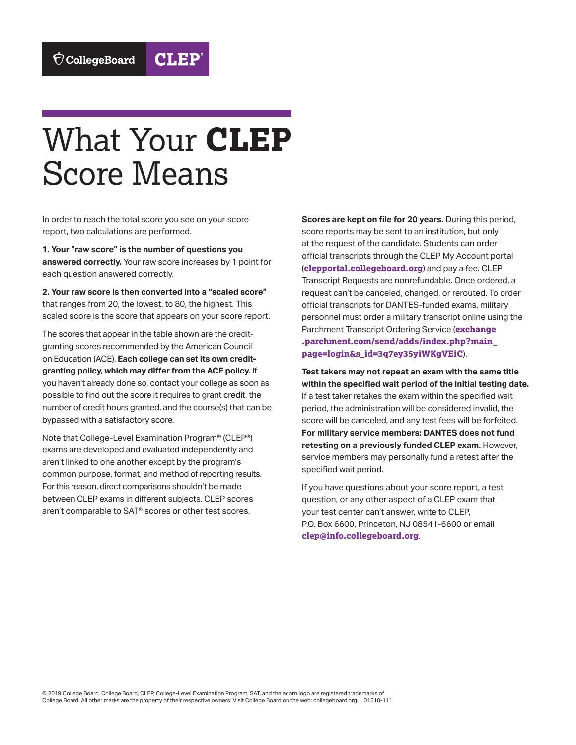CollegeBoard CLEP

# What Your **CLEP** Score Means

In order to reach the total score you see on your score report, two calculations are performed.

**1. Your "raw score" is the number of questions you answered correctly.** Your raw score increases by 1 point for each question answered correctly.

**2. Your raw score is then converted into a "scaled score"** that ranges from 20, the lowest, to 80, the highest. This scaled score is the score that appears on your score report.

The scores that appear in the table shown are the credit-granting scores recommended by the American Council on Education (ACE). **Each college can set its own credit-granting policy, which may differ from the ACE policy.** If you haven't already done so, contact your college as soon as possible to find out the score it requires to grant credit, the number of credit hours granted, and the course(s) that can be bypassed with a satisfactory score.

Note that College-Level Examination Program® (CLEP®) exams are developed and evaluated independently and aren't linked to one another except by the program's common purpose, format, and method of reporting results. For this reason, direct comparisons shouldn't be made between CLEP exams in different subjects. CLEP scores aren't comparable to SAT® scores or other test scores.

**Scores are kept on file for 20 years.** During this period, score reports may be sent to an institution, but only at the request of the candidate. Students can order official transcripts through the CLEP My Account portal (**clepportal.collegeboard.org**) and pay a fee. CLEP Transcript Requests are nonrefundable. Once ordered, a request can't be canceled, changed, or rerouted. To order official transcripts for DANTES-funded exams, military personnel must order a military transcript online using the Parchment Transcript Ordering Service (**exchange.parchment.com/send/adds/index.php?main_page=login&s_id=3q7ey35yiWKgVEiC**).

**Test takers may not repeat an exam with the same title within the specified wait period of the initial testing date.** If a test taker retakes the exam within the specified wait period, the administration will be considered invalid, the score will be canceled, and any test fees will be forfeited. **For military service members: DANTES does not fund retesting on a previously funded CLEP exam.** However, service members may personally fund a retest after the specified wait period.

If you have questions about your score report, a test question, or any other aspect of a CLEP exam that your test center can't answer, write to CLEP, P.O. Box 6600, Princeton, NJ 08541-6600 or email **clep@info.collegeboard.org**.

© 2019 College Board. College Board, CLEP, College-Level Examination Program, SAT, and the acorn logo are registered trademarks of College Board. All other marks are the property of their respective owners. Visit College Board on the web: collegeboard.org. 01510-111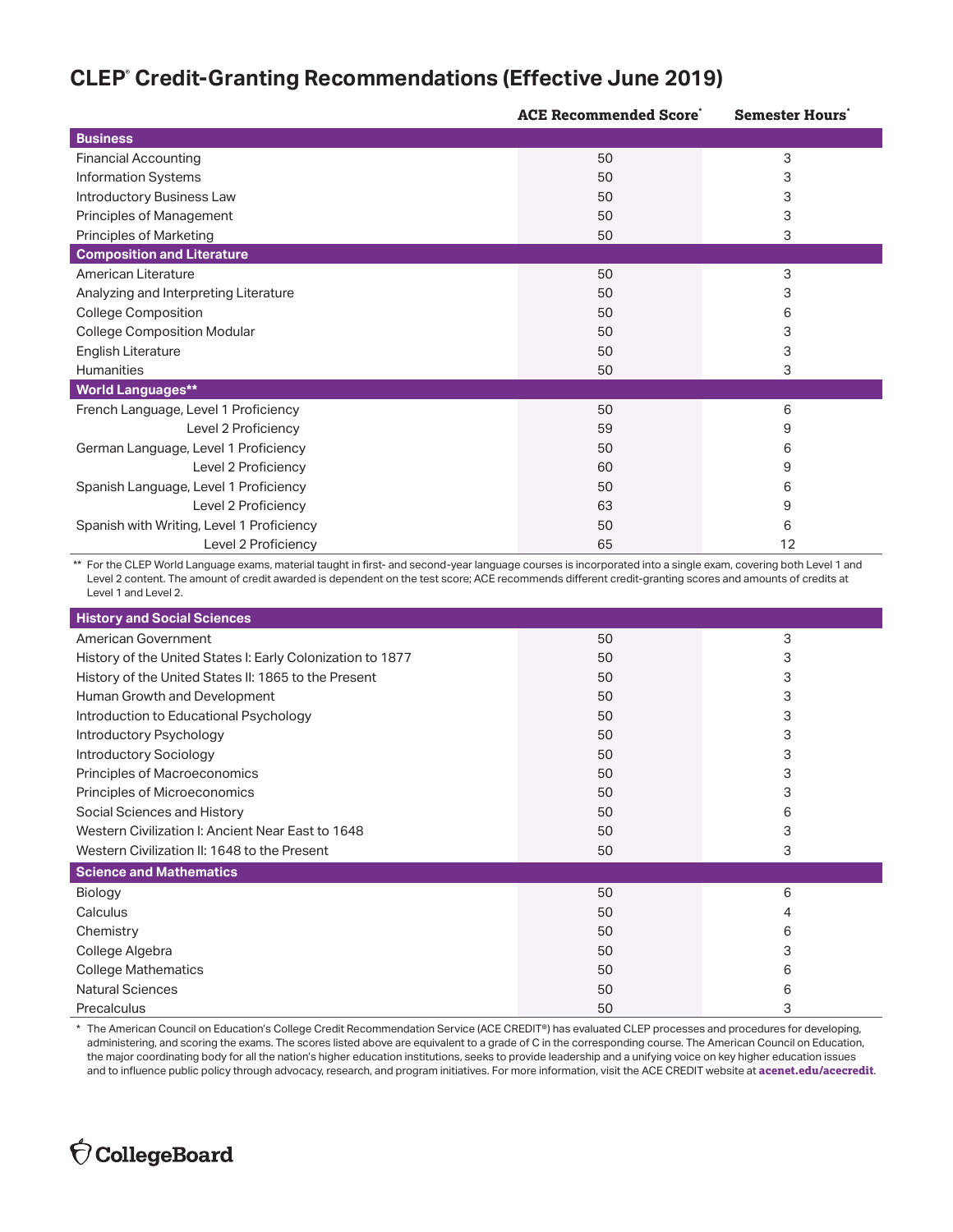# CLEP® Credit-Granting Recommendations (Effective June 2019)

| | ACE Recommended Score* | Semester Hours* |
|---|---|---|
| **Business** | | |
| Financial Accounting | 50 | 3 |
| Information Systems | 50 | 3 |
| Introductory Business Law | 50 | 3 |
| Principles of Management | 50 | 3 |
| Principles of Marketing | 50 | 3 |
| **Composition and Literature** | | |
| American Literature | 50 | 3 |
| Analyzing and Interpreting Literature | 50 | 3 |
| College Composition | 50 | 6 |
| College Composition Modular | 50 | 3 |
| English Literature | 50 | 3 |
| Humanities | 50 | 3 |
| **World Languages**** | | |
| French Language, Level 1 Proficiency | 50 | 6 |
| Level 2 Proficiency | 59 | 9 |
| German Language, Level 1 Proficiency | 50 | 6 |
| Level 2 Proficiency | 60 | 9 |
| Spanish Language, Level 1 Proficiency | 50 | 6 |
| Level 2 Proficiency | 63 | 9 |
| Spanish with Writing, Level 1 Proficiency | 50 | 6 |
| Level 2 Proficiency | 65 | 12 |

** For the CLEP World Language exams, material taught in first- and second-year language courses is incorporated into a single exam, covering both Level 1 and Level 2 content. The amount of credit awarded is dependent on the test score; ACE recommends different credit-granting scores and amounts of credits at Level 1 and Level 2.

| | ACE Recommended Score* | Semester Hours* |
|---|---|---|
| **History and Social Sciences** | | |
| American Government | 50 | 3 |
| History of the United States I: Early Colonization to 1877 | 50 | 3 |
| History of the United States II: 1865 to the Present | 50 | 3 |
| Human Growth and Development | 50 | 3 |
| Introduction to Educational Psychology | 50 | 3 |
| Introductory Psychology | 50 | 3 |
| Introductory Sociology | 50 | 3 |
| Principles of Macroeconomics | 50 | 3 |
| Principles of Microeconomics | 50 | 3 |
| Social Sciences and History | 50 | 6 |
| Western Civilization I: Ancient Near East to 1648 | 50 | 3 |
| Western Civilization II: 1648 to the Present | 50 | 3 |
| **Science and Mathematics** | | |
| Biology | 50 | 6 |
| Calculus | 50 | 4 |
| Chemistry | 50 | 6 |
| College Algebra | 50 | 3 |
| College Mathematics | 50 | 6 |
| Natural Sciences | 50 | 6 |
| Precalculus | 50 | 3 |

* The American Council on Education's College Credit Recommendation Service (ACE CREDIT®) has evaluated CLEP processes and procedures for developing, administering, and scoring the exams. The scores listed above are equivalent to a grade of C in the corresponding course. The American Council on Education, the major coordinating body for all the nation's higher education institutions, seeks to provide leadership and a unifying voice on key higher education issues and to influence public policy through advocacy, research, and program initiatives. For more information, visit the ACE CREDIT website at **acenet.edu/acecredit**.

CollegeBoard